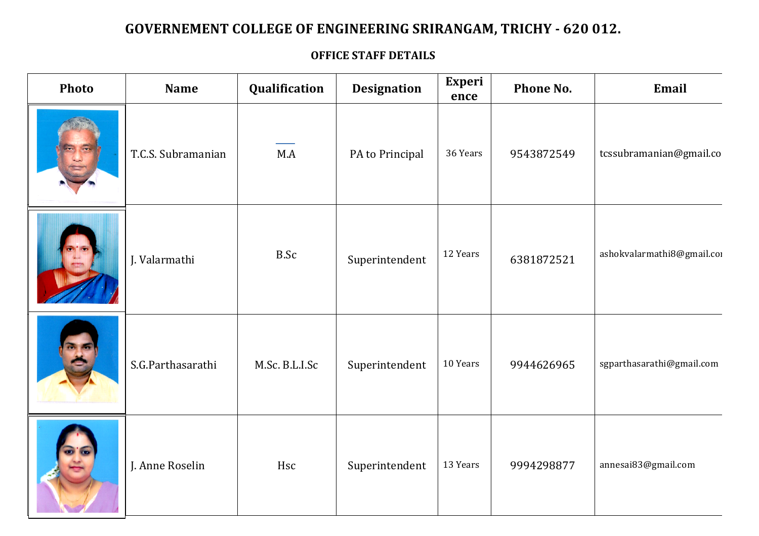# GOVERNEMENT COLLEGE OF ENGINEERING SRIRANGAM, TRICHY - 620 012.

## OFFICE STAFF DETAILS

| Photo | Name | Qualification | Designation | Experience | Phone No. | Email |
|---|---|---|---|---|---|---|
| | T.C.S. Subramanian | M.A | PA to Principal | 36 Years | 9543872549 | tcssubramanian@gmail.co |
| | J. Valarmathi | B.Sc | Superintendent | 12 Years | 6381872521 | ashokvalarmathi8@gmail.coı |
| | S.G.Parthasarathi | M.Sc. B.L.I.Sc | Superintendent | 10 Years | 9944626965 | sgparthasarathi@gmail.com |
| | J. Anne Roselin | Hsc | Superintendent | 13 Years | 9994298877 | annesai83@gmail.com |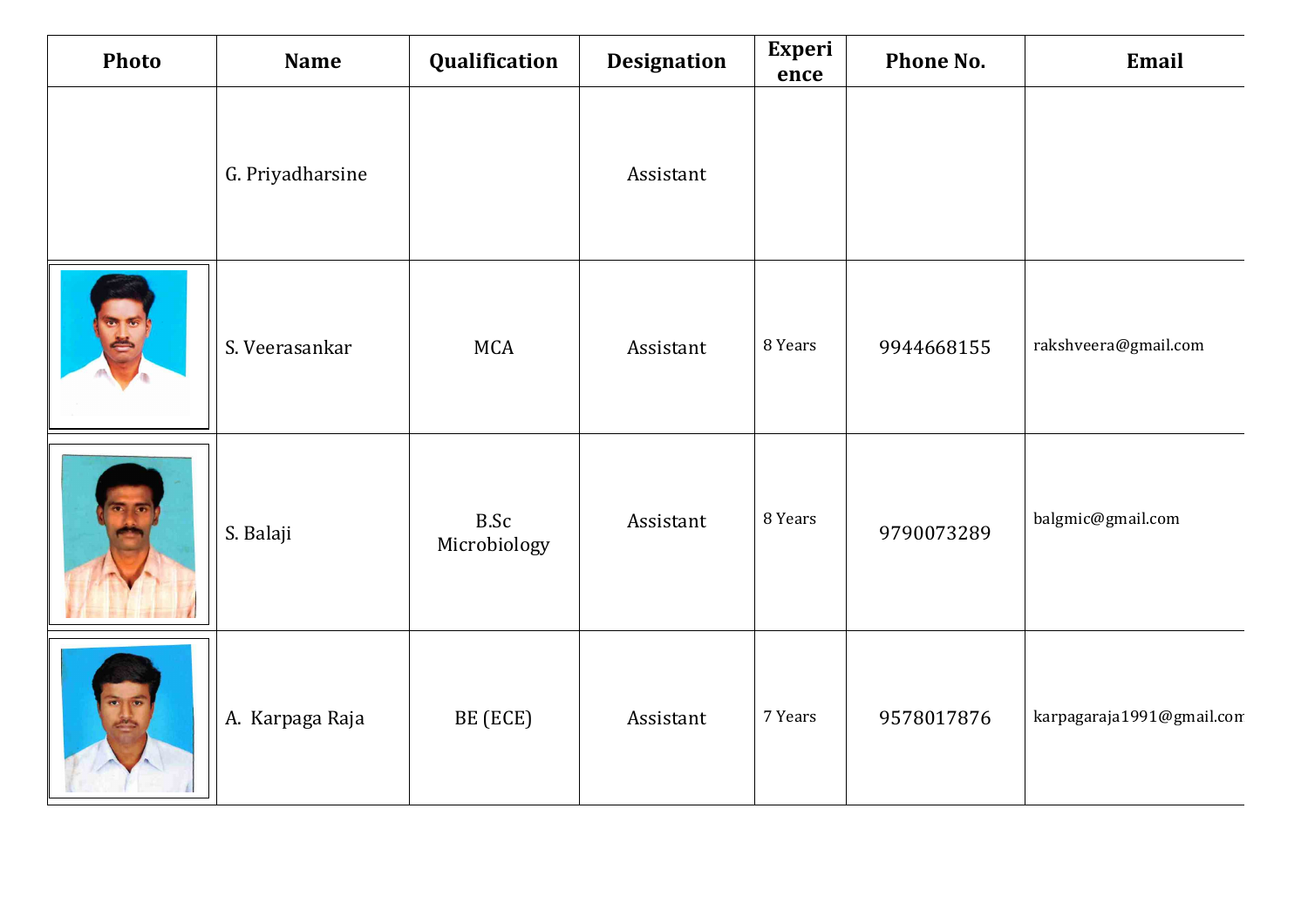| Photo | Name | Qualification | Designation | Experience | Phone No. | Email |
|---|---|---|---|---|---|---|
| | G. Priyadharsine | | Assistant | | | |
| | S. Veerasankar | MCA | Assistant | 8 Years | 9944668155 | rakshveera@gmail.com |
| | S. Balaji | B.Sc Microbiology | Assistant | 8 Years | 9790073289 | balgmic@gmail.com |
| | A. Karpaga Raja | BE (ECE) | Assistant | 7 Years | 9578017876 | karpagaraja1991@gmail.com |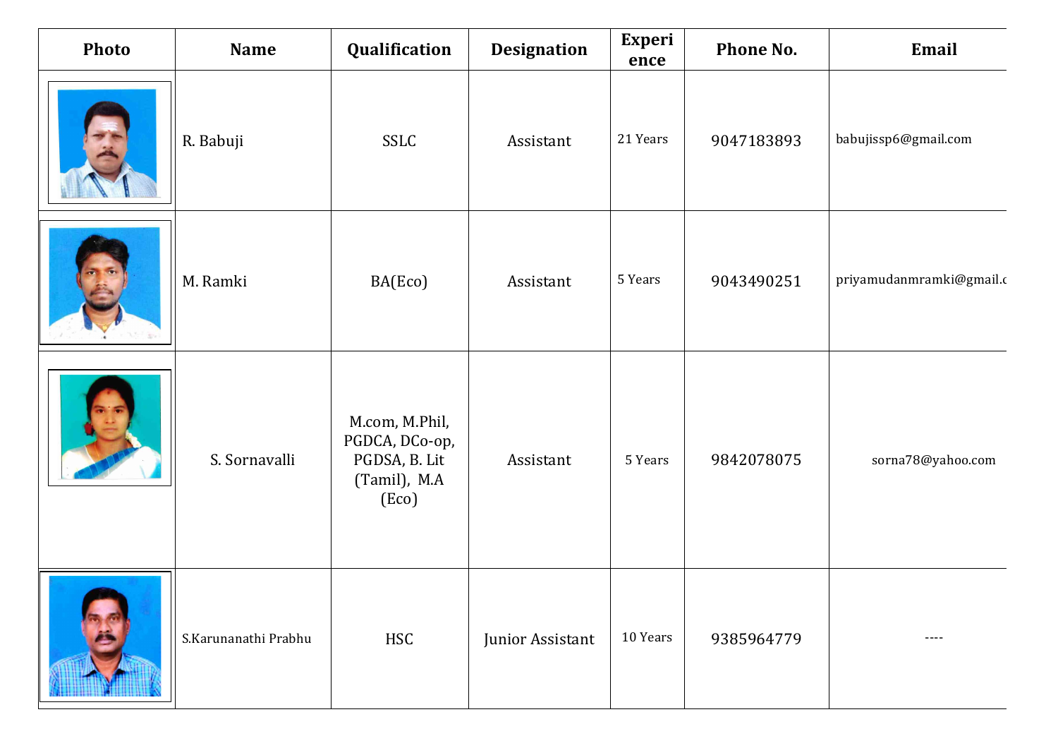| Photo | Name | Qualification | Designation | Experience | Phone No. | Email |
|---|---|---|---|---|---|---|
| | R. Babuji | SSLC | Assistant | 21 Years | 9047183893 | babujissp6@gmail.com |
| | M. Ramki | BA(Eco) | Assistant | 5 Years | 9043490251 | priyamudanmramki@gmail.c |
| | S. Sornavalli | M.com, M.Phil, PGDCA, DCo-op, PGDSA, B. Lit (Tamil), M.A (Eco) | Assistant | 5 Years | 9842078075 | sorna78@yahoo.com |
| | S.Karunanathi Prabhu | HSC | Junior Assistant | 10 Years | 9385964779 | ---- |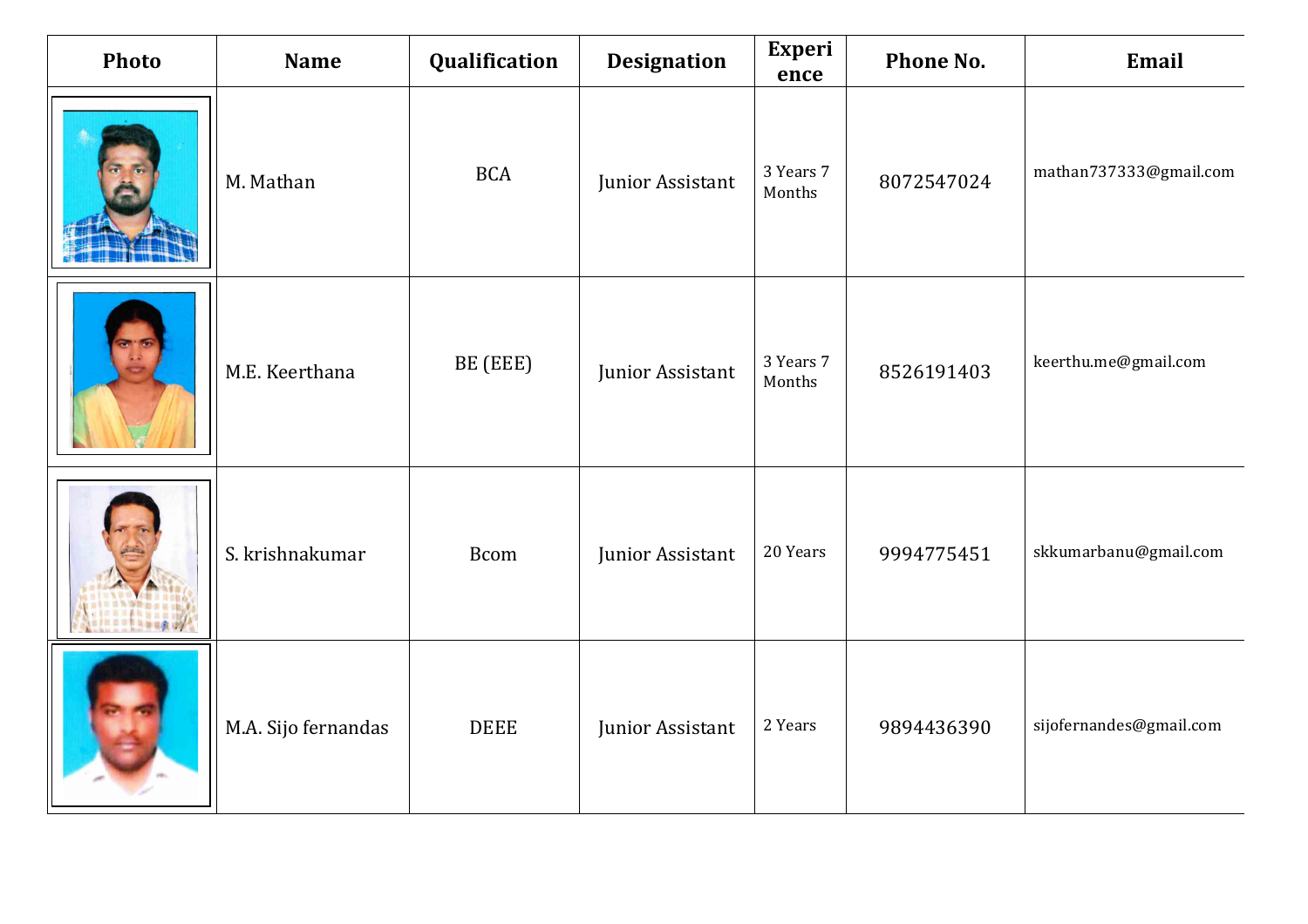| Photo | Name | Qualification | Designation | Experience | Phone No. | Email |
|---|---|---|---|---|---|---|
| | M. Mathan | BCA | Junior Assistant | 3 Years 7 Months | 8072547024 | mathan737333@gmail.com |
| | M.E. Keerthana | BE (EEE) | Junior Assistant | 3 Years 7 Months | 8526191403 | keerthu.me@gmail.com |
| | S. krishnakumar | Bcom | Junior Assistant | 20 Years | 9994775451 | skkumarbanu@gmail.com |
| | M.A. Sijo fernandas | DEEE | Junior Assistant | 2 Years | 9894436390 | sijofernandes@gmail.com |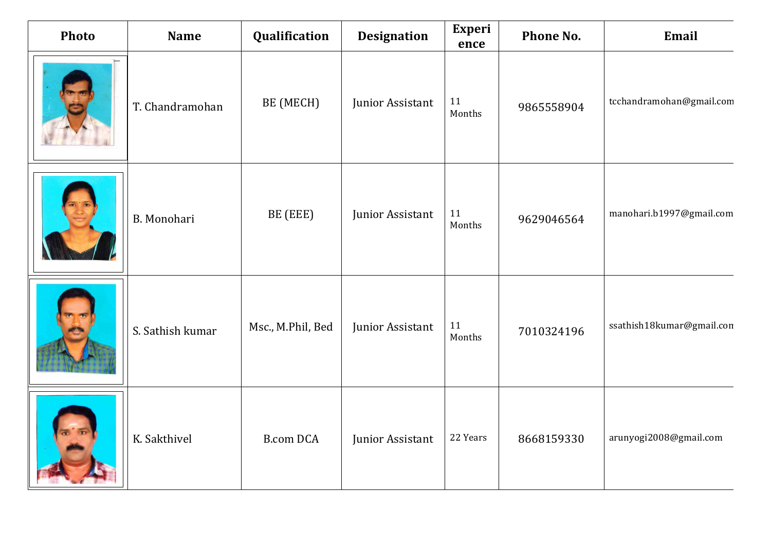| Photo | Name | Qualification | Designation | Experience | Phone No. | Email |
|---|---|---|---|---|---|---|
| | T. Chandramohan | BE (MECH) | Junior Assistant | 11 Months | 9865558904 | tcchandramohan@gmail.com |
| | B. Monohari | BE (EEE) | Junior Assistant | 11 Months | 9629046564 | manohari.b1997@gmail.com |
| | S. Sathish kumar | Msc., M.Phil, Bed | Junior Assistant | 11 Months | 7010324196 | ssathish18kumar@gmail.com |
| | K. Sakthivel | B.com DCA | Junior Assistant | 22 Years | 8668159330 | arunyogi2008@gmail.com |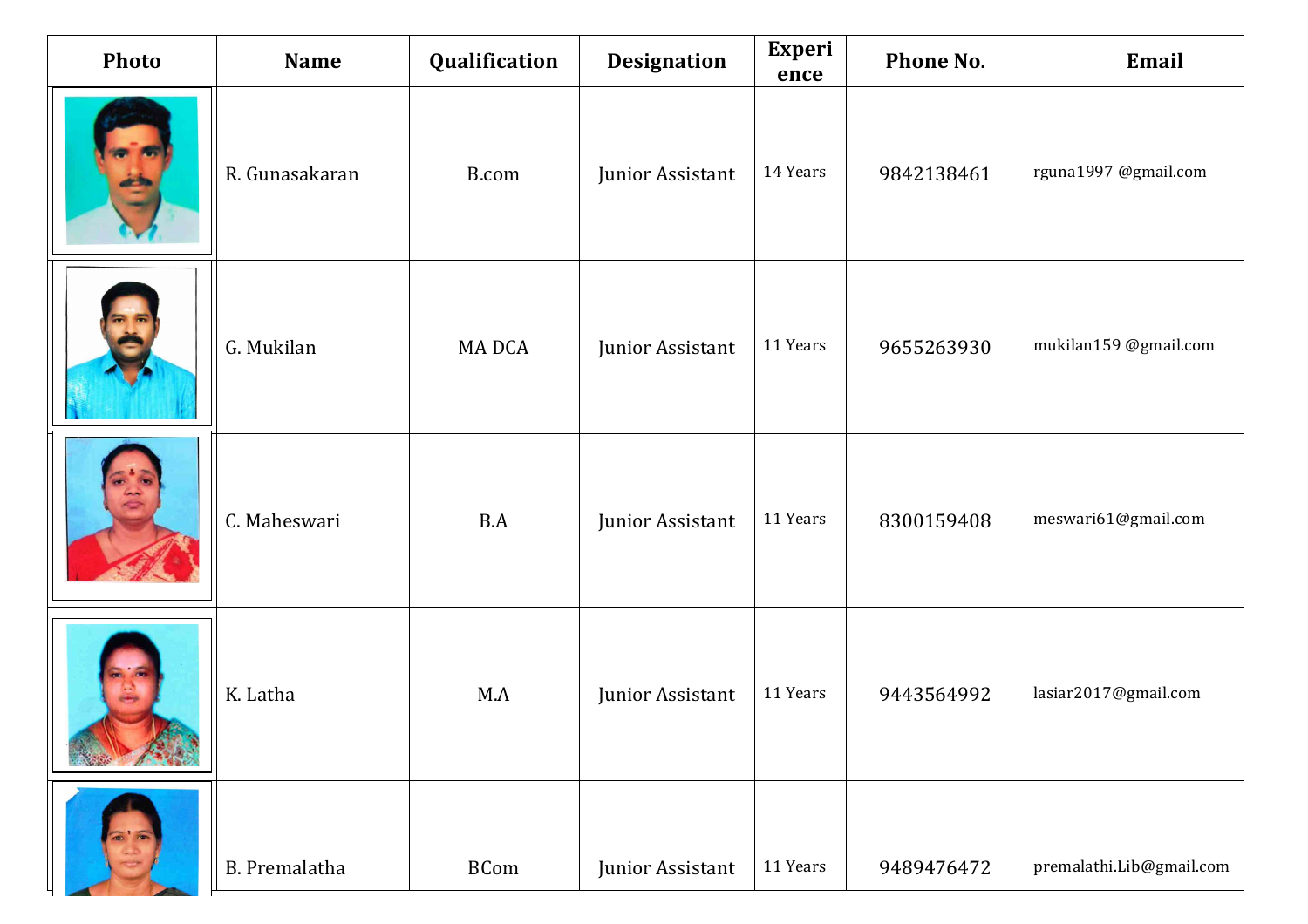| Photo | Name | Qualification | Designation | Experience | Phone No. | Email |
|---|---|---|---|---|---|---|
| | R. Gunasakaran | B.com | Junior Assistant | 14 Years | 9842138461 | rguna1997 @gmail.com |
| | G. Mukilan | MA DCA | Junior Assistant | 11 Years | 9655263930 | mukilan159 @gmail.com |
| | C. Maheswari | B.A | Junior Assistant | 11 Years | 8300159408 | meswari61@gmail.com |
| | K. Latha | M.A | Junior Assistant | 11 Years | 9443564992 | lasiar2017@gmail.com |
| | B. Premalatha | BCom | Junior Assistant | 11 Years | 9489476472 | premalathi.Lib@gmail.com |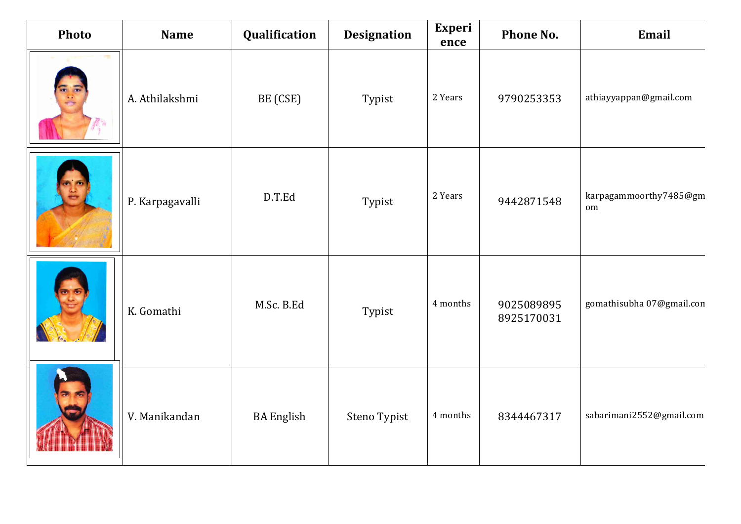| Photo | Name | Qualification | Designation | Experience | Phone No. | Email |
|---|---|---|---|---|---|---|
| | A. Athilakshmi | BE (CSE) | Typist | 2 Years | 9790253353 | athiayyappan@gmail.com |
| | P. Karpagavalli | D.T.Ed | Typist | 2 Years | 9442871548 | karpagammoorthy7485@gm om |
| | K. Gomathi | M.Sc. B.Ed | Typist | 4 months | 9025089895 8925170031 | gomathisubha 07@gmail.com |
| | V. Manikandan | BA English | Steno Typist | 4 months | 8344467317 | sabarimani2552@gmail.com |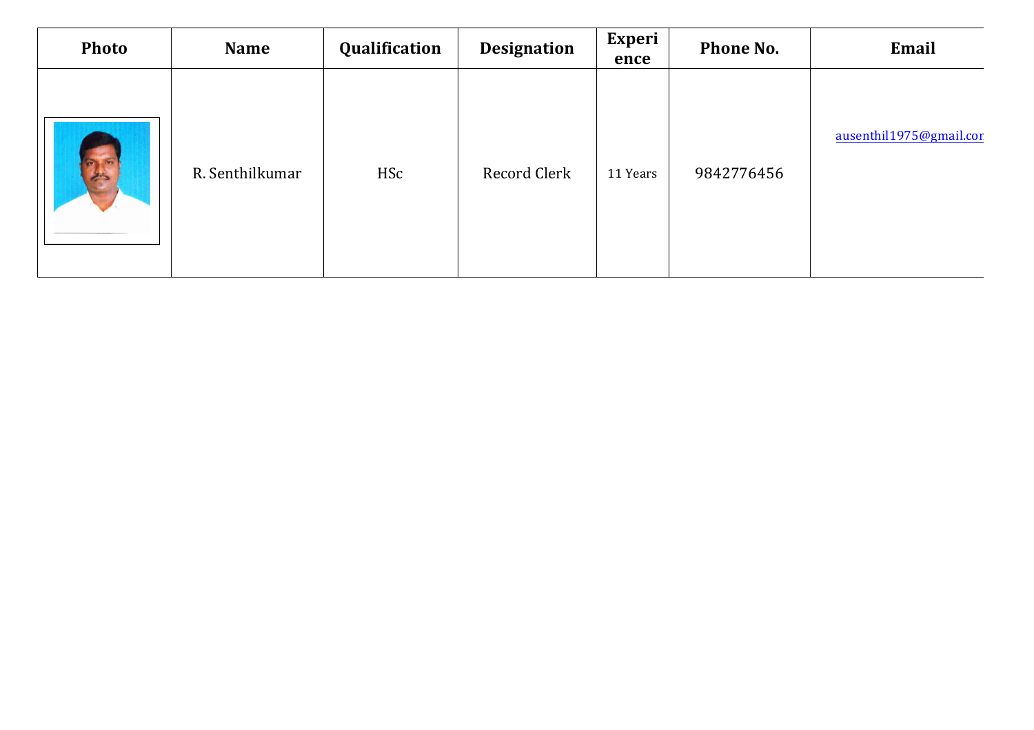| Photo | Name | Qualification | Designation | Experience | Phone No. | Email |
| --- | --- | --- | --- | --- | --- | --- |
| | R. Senthilkumar | HSc | Record Clerk | 11 Years | 9842776456 | ausenthil1975@gmail.cor |